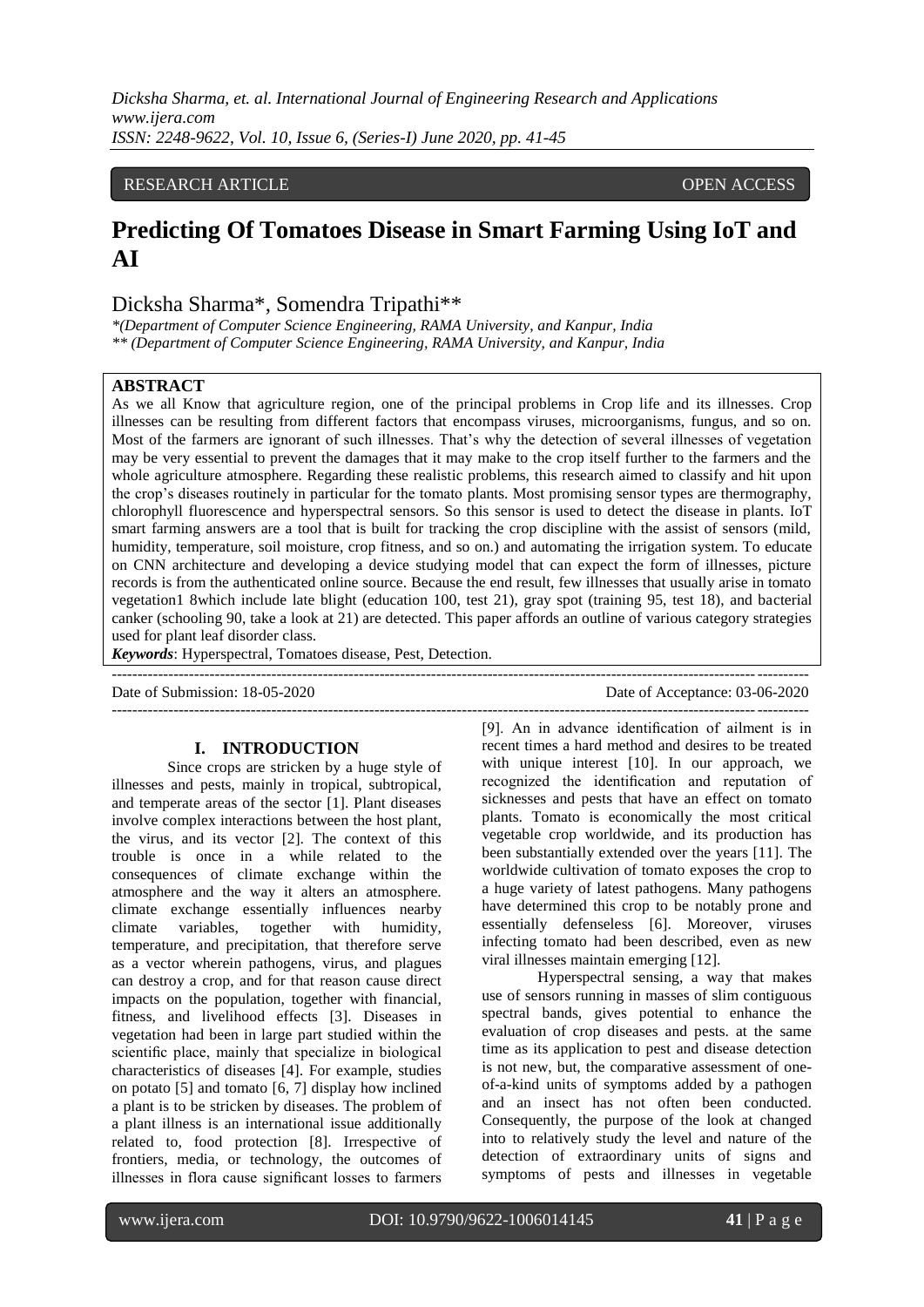RESEARCH ARTICLE OPEN ACCESS

# Predicting Of Tomatoes Disease in Smart Farming Using IoT and AI

Dicksha Sharma*, Somendra Tripathi**

*(Department of Computer Science Engineering, RAMA University, and Kanpur, India
** (Department of Computer Science Engineering, RAMA University, and Kanpur, India

**ABSTRACT**

As we all Know that agriculture region, one of the principal problems in Crop life and its illnesses. Crop illnesses can be resulting from different factors that encompass viruses, microorganisms, fungus, and so on. Most of the farmers are ignorant of such illnesses. That's why the detection of several illnesses of vegetation may be very essential to prevent the damages that it may make to the crop itself further to the farmers and the whole agriculture atmosphere. Regarding these realistic problems, this research aimed to classify and hit upon the crop's diseases routinely in particular for the tomato plants. Most promising sensor types are thermography, chlorophyll fluorescence and hyperspectral sensors. So this sensor is used to detect the disease in plants. IoT smart farming answers are a tool that is built for tracking the crop discipline with the assist of sensors (mild, humidity, temperature, soil moisture, crop fitness, and so on.) and automating the irrigation system. To educate on CNN architecture and developing a device studying model that can expect the form of illnesses, picture records is from the authenticated online source. Because the end result, few illnesses that usually arise in tomato vegetation1 8which include late blight (education 100, test 21), gray spot (training 95, test 18), and bacterial canker (schooling 90, take a look at 21) are detected. This paper affords an outline of various category strategies used for plant leaf disorder class.

***Keywords***: Hyperspectral, Tomatoes disease, Pest, Detection.

Date of Submission: 18-05-2020 Date of Acceptance: 03-06-2020

## I. INTRODUCTION

Since crops are stricken by a huge style of illnesses and pests, mainly in tropical, subtropical, and temperate areas of the sector [1]. Plant diseases involve complex interactions between the host plant, the virus, and its vector [2]. The context of this trouble is once in a while related to the consequences of climate exchange within the atmosphere and the way it alters an atmosphere. climate exchange essentially influences nearby climate variables, together with humidity, temperature, and precipitation, that therefore serve as a vector wherein pathogens, virus, and plagues can destroy a crop, and for that reason cause direct impacts on the population, together with financial, fitness, and livelihood effects [3]. Diseases in vegetation had been in large part studied within the scientific place, mainly that specialize in biological characteristics of diseases [4]. For example, studies on potato [5] and tomato [6, 7] display how inclined a plant is to be stricken by diseases. The problem of a plant illness is an international issue additionally related to, food protection [8]. Irrespective of frontiers, media, or technology, the outcomes of illnesses in flora cause significant losses to farmers [9]. An in advance identification of ailment is in recent times a hard method and desires to be treated with unique interest [10]. In our approach, we recognized the identification and reputation of sicknesses and pests that have an effect on tomato plants. Tomato is economically the most critical vegetable crop worldwide, and its production has been substantially extended over the years [11]. The worldwide cultivation of tomato exposes the crop to a huge variety of latest pathogens. Many pathogens have determined this crop to be notably prone and essentially defenseless [6]. Moreover, viruses infecting tomato had been described, even as new viral illnesses maintain emerging [12].

Hyperspectral sensing, a way that makes use of sensors running in masses of slim contiguous spectral bands, gives potential to enhance the evaluation of crop diseases and pests. at the same time as its application to pest and disease detection is not new, but, the comparative assessment of one-of-a-kind units of symptoms added by a pathogen and an insect has not often been conducted. Consequently, the purpose of the look at changed into to relatively study the level and nature of the detection of extraordinary units of signs and symptoms of pests and illnesses in vegetable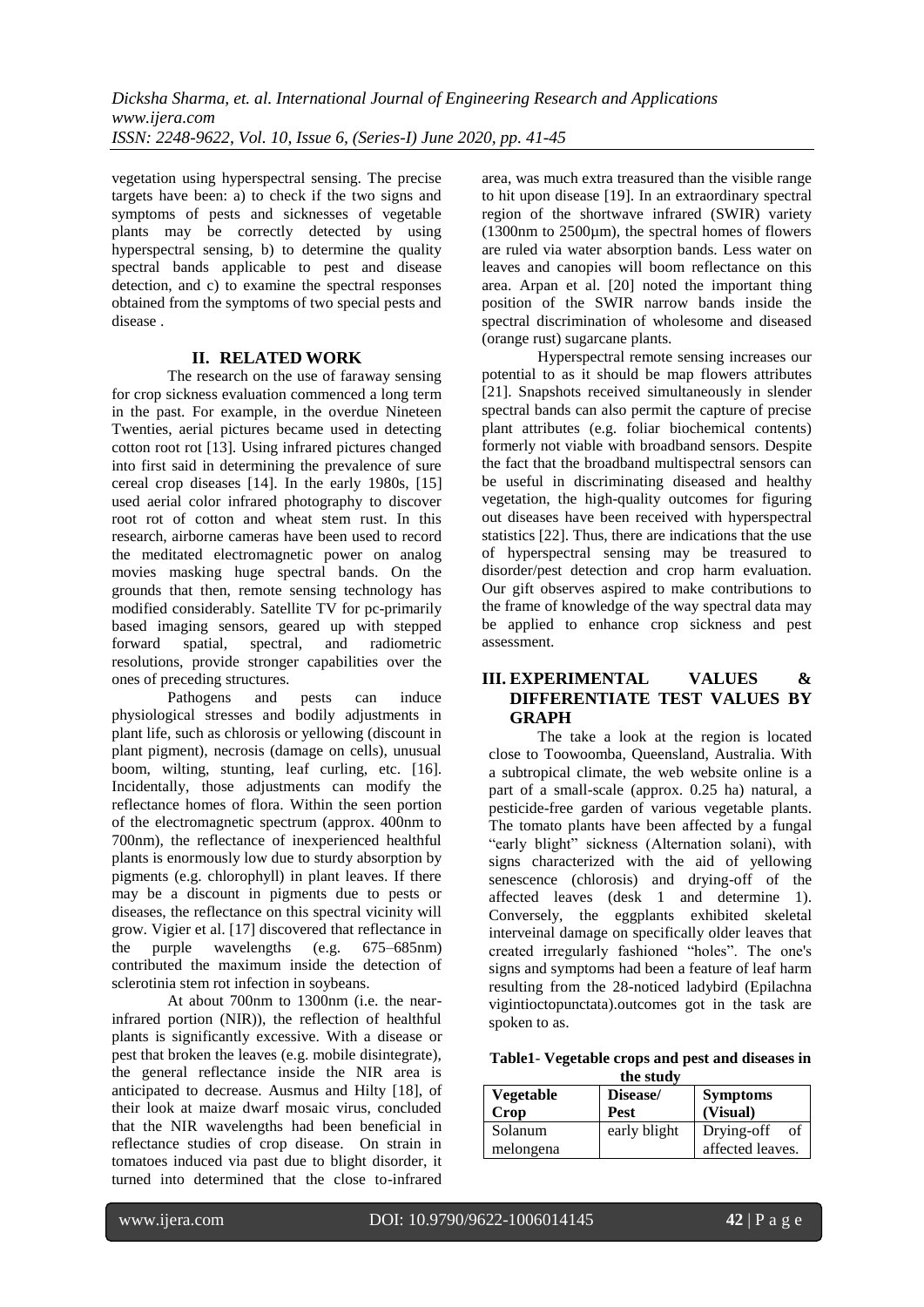vegetation using hyperspectral sensing. The precise targets have been: a) to check if the two signs and symptoms of pests and sicknesses of vegetable plants may be correctly detected by using hyperspectral sensing, b) to determine the quality spectral bands applicable to pest and disease detection, and c) to examine the spectral responses obtained from the symptoms of two special pests and disease .

## II. RELATED WORK

The research on the use of faraway sensing for crop sickness evaluation commenced a long term in the past. For example, in the overdue Nineteen Twenties, aerial pictures became used in detecting cotton root rot [13]. Using infrared pictures changed into first said in determining the prevalence of sure cereal crop diseases [14]. In the early 1980s, [15] used aerial color infrared photography to discover root rot of cotton and wheat stem rust. In this research, airborne cameras have been used to record the meditated electromagnetic power on analog movies masking huge spectral bands. On the grounds that then, remote sensing technology has modified considerably. Satellite TV for pc-primarily based imaging sensors, geared up with stepped forward spatial, spectral, and radiometric resolutions, provide stronger capabilities over the ones of preceding structures.

Pathogens and pests can induce physiological stresses and bodily adjustments in plant life, such as chlorosis or yellowing (discount in plant pigment), necrosis (damage on cells), unusual boom, wilting, stunting, leaf curling, etc. [16]. Incidentally, those adjustments can modify the reflectance homes of flora. Within the seen portion of the electromagnetic spectrum (approx. 400nm to 700nm), the reflectance of inexperienced healthful plants is enormously low due to sturdy absorption by pigments (e.g. chlorophyll) in plant leaves. If there may be a discount in pigments due to pests or diseases, the reflectance on this spectral vicinity will grow. Vigier et al. [17] discovered that reflectance in the purple wavelengths (e.g. 675–685nm) contributed the maximum inside the detection of sclerotinia stem rot infection in soybeans.

At about 700nm to 1300nm (i.e. the near-infrared portion (NIR)), the reflection of healthful plants is significantly excessive. With a disease or pest that broken the leaves (e.g. mobile disintegrate), the general reflectance inside the NIR area is anticipated to decrease. Ausmus and Hilty [18], of their look at maize dwarf mosaic virus, concluded that the NIR wavelengths had been beneficial in reflectance studies of crop disease. On strain in tomatoes induced via past due to blight disorder, it turned into determined that the close to-infrared area, was much extra treasured than the visible range to hit upon disease [19]. In an extraordinary spectral region of the shortwave infrared (SWIR) variety (1300nm to 2500µm), the spectral homes of flowers are ruled via water absorption bands. Less water on leaves and canopies will boom reflectance on this area. Arpan et al. [20] noted the important thing position of the SWIR narrow bands inside the spectral discrimination of wholesome and diseased (orange rust) sugarcane plants.

Hyperspectral remote sensing increases our potential to as it should be map flowers attributes [21]. Snapshots received simultaneously in slender spectral bands can also permit the capture of precise plant attributes (e.g. foliar biochemical contents) formerly not viable with broadband sensors. Despite the fact that the broadband multispectral sensors can be useful in discriminating diseased and healthy vegetation, the high-quality outcomes for figuring out diseases have been received with hyperspectral statistics [22]. Thus, there are indications that the use of hyperspectral sensing may be treasured to disorder/pest detection and crop harm evaluation. Our gift observes aspired to make contributions to the frame of knowledge of the way spectral data may be applied to enhance crop sickness and pest assessment.

## III. EXPERIMENTAL VALUES & DIFFERENTIATE TEST VALUES BY GRAPH

The take a look at the region is located close to Toowoomba, Queensland, Australia. With a subtropical climate, the web website online is a part of a small-scale (approx. 0.25 ha) natural, a pesticide-free garden of various vegetable plants. The tomato plants have been affected by a fungal "early blight" sickness (Alternation solani), with signs characterized with the aid of yellowing senescence (chlorosis) and drying-off of the affected leaves (desk 1 and determine 1). Conversely, the eggplants exhibited skeletal interveinal damage on specifically older leaves that created irregularly fashioned "holes". The one's signs and symptoms had been a feature of leaf harm resulting from the 28-noticed ladybird (Epilachna vigintioctopunctata).outcomes got in the task are spoken to as.

**Table1- Vegetable crops and pest and diseases in the study**

| Vegetable Crop | Disease/ Pest | Symptoms (Visual) |
|---|---|---|
| Solanum melongena | early blight | Drying-off of affected leaves. |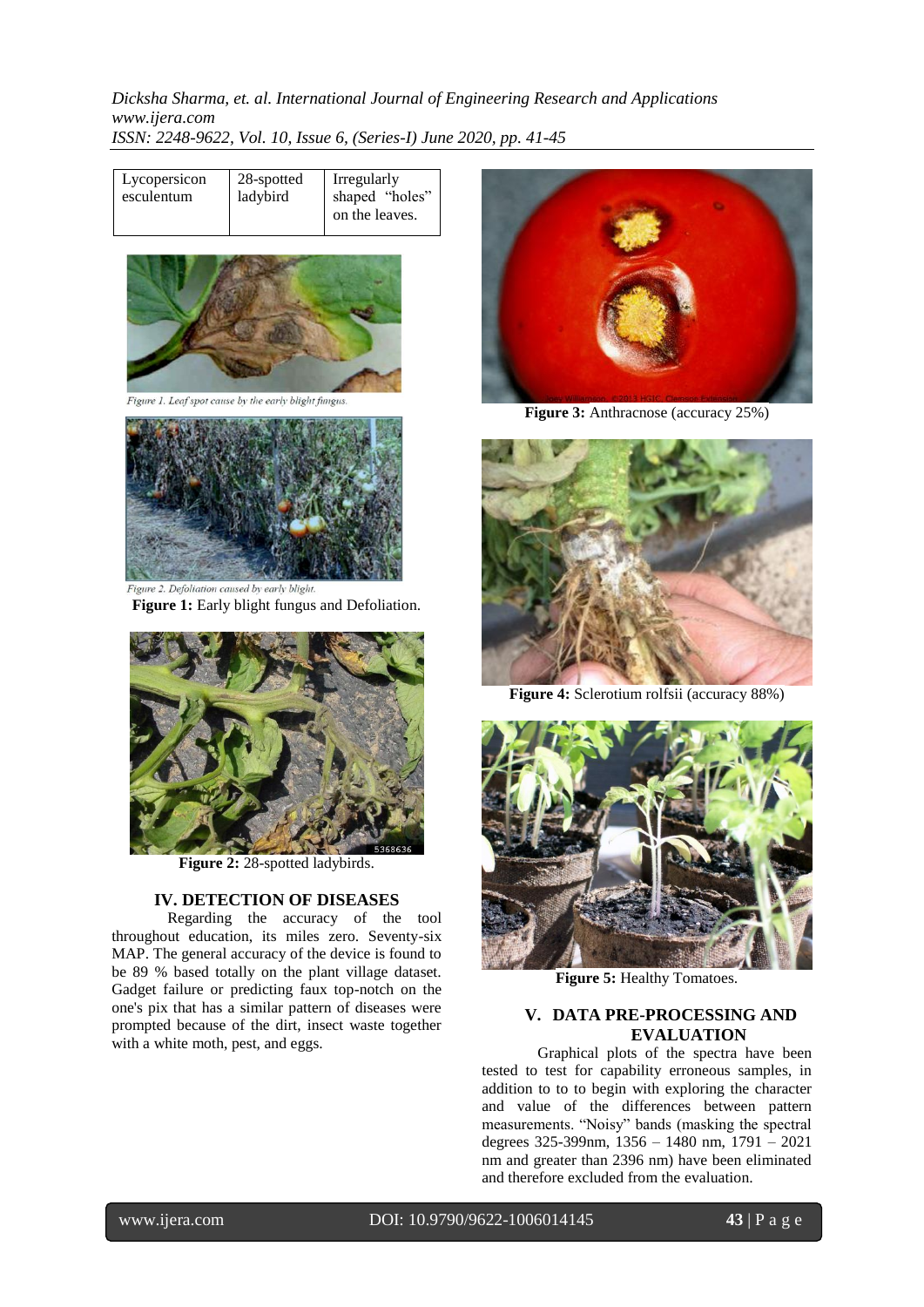| Lycopersicon esculentum | 28-spotted ladybird | Irregularly shaped "holes" on the leaves. |
|---|---|---|

*Figure 1. Leaf spot cause by the early blight fungus.*

*Figure 2. Defoliation caused by early blight.*

**Figure 1:** Early blight fungus and Defoliation.

**Figure 2:** 28-spotted ladybirds.

## IV. DETECTION OF DISEASES

Regarding the accuracy of the tool throughout education, its miles zero. Seventy-six MAP. The general accuracy of the device is found to be 89 % based totally on the plant village dataset. Gadget failure or predicting faux top-notch on the one's pix that has a similar pattern of diseases were prompted because of the dirt, insect waste together with a white moth, pest, and eggs.

**Figure 3:** Anthracnose (accuracy 25%)

**Figure 4:** Sclerotium rolfsii (accuracy 88%)

**Figure 5:** Healthy Tomatoes.

## V. DATA PRE-PROCESSING AND EVALUATION

Graphical plots of the spectra have been tested to test for capability erroneous samples, in addition to to to begin with exploring the character and value of the differences between pattern measurements. "Noisy" bands (masking the spectral degrees 325-399nm, 1356 – 1480 nm, 1791 – 2021 nm and greater than 2396 nm) have been eliminated and therefore excluded from the evaluation.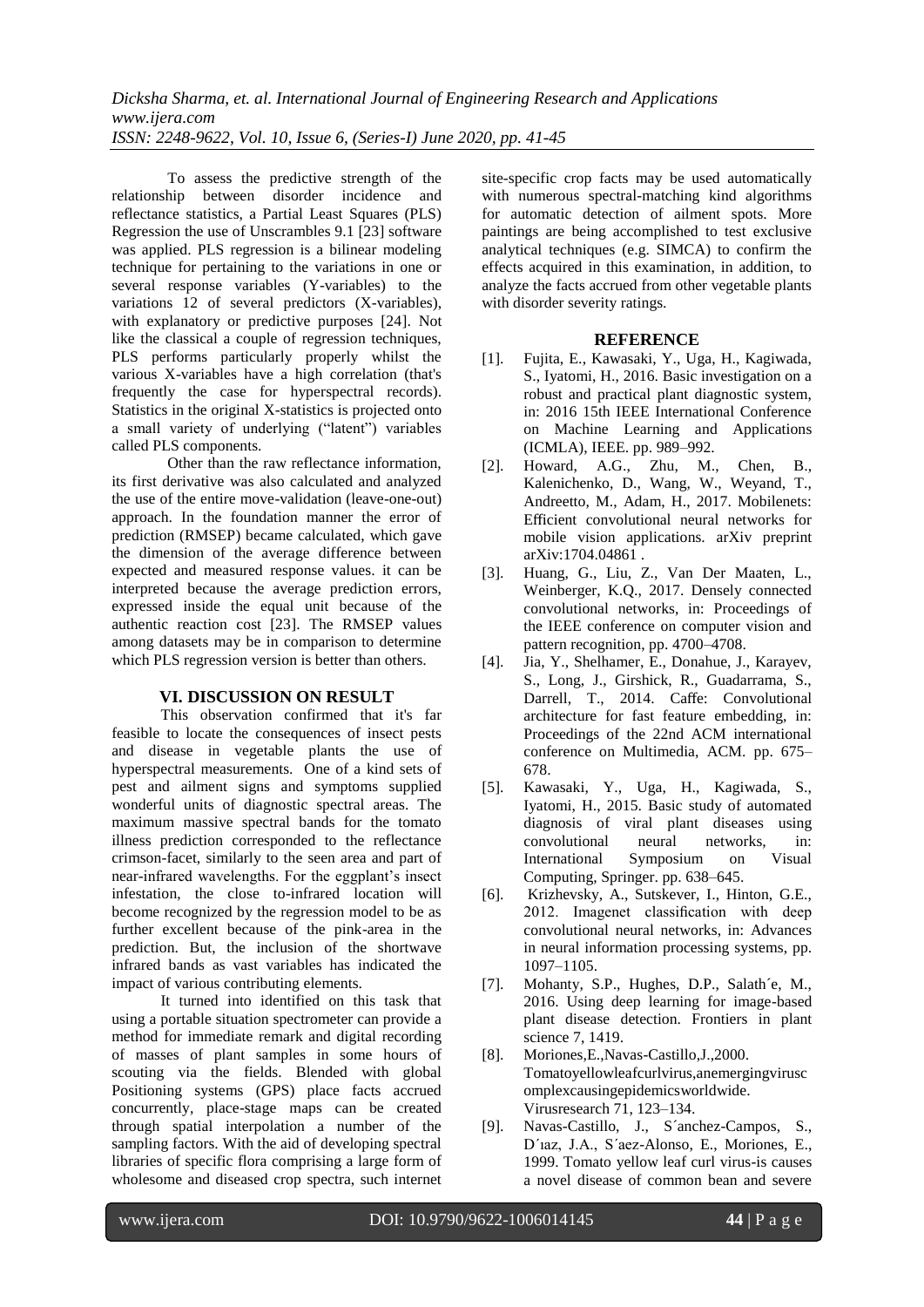To assess the predictive strength of the relationship between disorder incidence and reflectance statistics, a Partial Least Squares (PLS) Regression the use of Unscrambles 9.1 [23] software was applied. PLS regression is a bilinear modeling technique for pertaining to the variations in one or several response variables (Y-variables) to the variations 12 of several predictors (X-variables), with explanatory or predictive purposes [24]. Not like the classical a couple of regression techniques, PLS performs particularly properly whilst the various X-variables have a high correlation (that's frequently the case for hyperspectral records). Statistics in the original X-statistics is projected onto a small variety of underlying ("latent") variables called PLS components.

Other than the raw reflectance information, its first derivative was also calculated and analyzed the use of the entire move-validation (leave-one-out) approach. In the foundation manner the error of prediction (RMSEP) became calculated, which gave the dimension of the average difference between expected and measured response values. it can be interpreted because the average prediction errors, expressed inside the equal unit because of the authentic reaction cost [23]. The RMSEP values among datasets may be in comparison to determine which PLS regression version is better than others.

## VI. DISCUSSION ON RESULT

This observation confirmed that it's far feasible to locate the consequences of insect pests and disease in vegetable plants the use of hyperspectral measurements. One of a kind sets of pest and ailment signs and symptoms supplied wonderful units of diagnostic spectral areas. The maximum massive spectral bands for the tomato illness prediction corresponded to the reflectance crimson-facet, similarly to the seen area and part of near-infrared wavelengths. For the eggplant's insect infestation, the close to-infrared location will become recognized by the regression model to be as further excellent because of the pink-area in the prediction. But, the inclusion of the shortwave infrared bands as vast variables has indicated the impact of various contributing elements.

It turned into identified on this task that using a portable situation spectrometer can provide a method for immediate remark and digital recording of masses of plant samples in some hours of scouting via the fields. Blended with global Positioning systems (GPS) place facts accrued concurrently, place-stage maps can be created through spatial interpolation a number of the sampling factors. With the aid of developing spectral libraries of specific flora comprising a large form of wholesome and diseased crop spectra, such internet site-specific crop facts may be used automatically with numerous spectral-matching kind algorithms for automatic detection of ailment spots. More paintings are being accomplished to test exclusive analytical techniques (e.g. SIMCA) to confirm the effects acquired in this examination, in addition, to analyze the facts accrued from other vegetable plants with disorder severity ratings.

## REFERENCE

[1]. Fujita, E., Kawasaki, Y., Uga, H., Kagiwada, S., Iyatomi, H., 2016. Basic investigation on a robust and practical plant diagnostic system, in: 2016 15th IEEE International Conference on Machine Learning and Applications (ICMLA), IEEE. pp. 989–992.

[2]. Howard, A.G., Zhu, M., Chen, B., Kalenichenko, D., Wang, W., Weyand, T., Andreetto, M., Adam, H., 2017. Mobilenets: Efficient convolutional neural networks for mobile vision applications. arXiv preprint arXiv:1704.04861 .

[3]. Huang, G., Liu, Z., Van Der Maaten, L., Weinberger, K.Q., 2017. Densely connected convolutional networks, in: Proceedings of the IEEE conference on computer vision and pattern recognition, pp. 4700–4708.

[4]. Jia, Y., Shelhamer, E., Donahue, J., Karayev, S., Long, J., Girshick, R., Guadarrama, S., Darrell, T., 2014. Caffe: Convolutional architecture for fast feature embedding, in: Proceedings of the 22nd ACM international conference on Multimedia, ACM. pp. 675–678.

[5]. Kawasaki, Y., Uga, H., Kagiwada, S., Iyatomi, H., 2015. Basic study of automated diagnosis of viral plant diseases using convolutional neural networks, in: International Symposium on Visual Computing, Springer. pp. 638–645.

[6]. Krizhevsky, A., Sutskever, I., Hinton, G.E., 2012. Imagenet classification with deep convolutional neural networks, in: Advances in neural information processing systems, pp. 1097–1105.

[7]. Mohanty, S.P., Hughes, D.P., Salath´e, M., 2016. Using deep learning for image-based plant disease detection. Frontiers in plant science 7, 1419.

[8]. Moriones,E.,Navas-Castillo,J.,2000. Tomatoyellowleafcurlvirus,anemergingviruscomplexcausingepidemicsworldwide. Virusresearch 71, 123–134.

[9]. Navas-Castillo, J., S´anchez-Campos, S., D´ıaz, J.A., S´aez-Alonso, E., Moriones, E., 1999. Tomato yellow leaf curl virus-is causes a novel disease of common bean and severe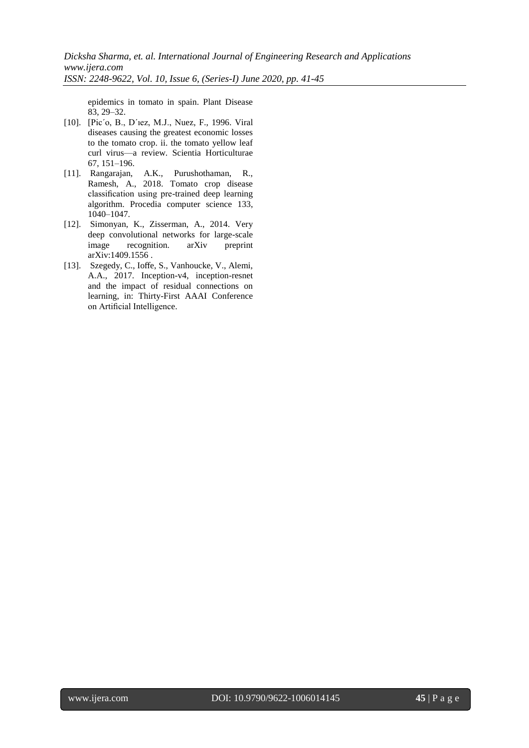epidemics in tomato in spain. Plant Disease 83, 29–32.

[10]. [Pic´o, B., D´ıez, M.J., Nuez, F., 1996. Viral diseases causing the greatest economic losses to the tomato crop. ii. the tomato yellow leaf curl virus—a review. Scientia Horticulturae 67, 151–196.

[11]. Rangarajan, A.K., Purushothaman, R., Ramesh, A., 2018. Tomato crop disease classification using pre-trained deep learning algorithm. Procedia computer science 133, 1040–1047.

[12]. Simonyan, K., Zisserman, A., 2014. Very deep convolutional networks for large-scale image recognition. arXiv preprint arXiv:1409.1556 .

[13]. Szegedy, C., Ioffe, S., Vanhoucke, V., Alemi, A.A., 2017. Inception-v4, inception-resnet and the impact of residual connections on learning, in: Thirty-First AAAI Conference on Artificial Intelligence.